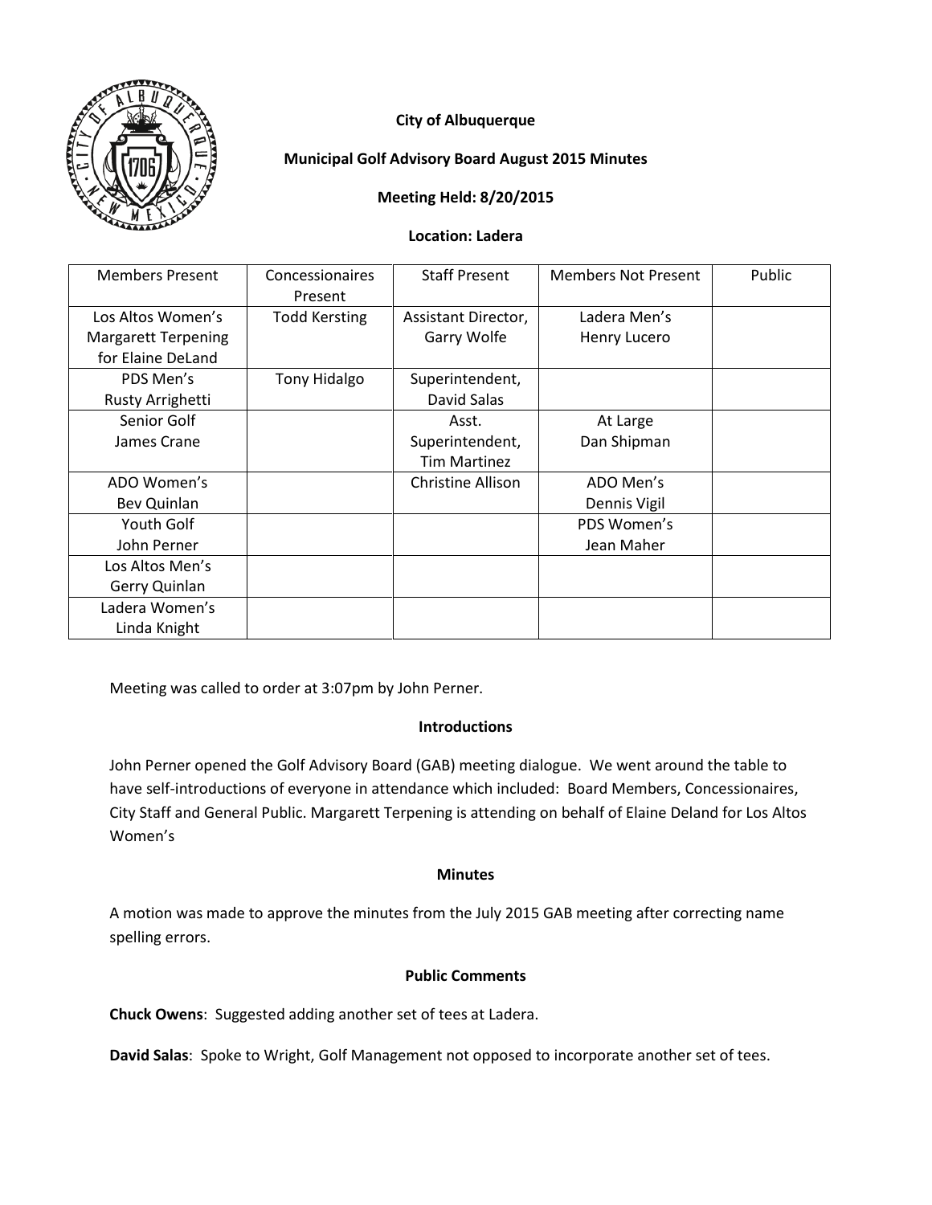**City of Albuquerque**

**Municipal Golf Advisory Board August 2015 Minutes**

**Meeting Held: 8/20/2015**

**Location: Ladera**

| Members Present | Concessionaires Present | Staff Present | Members Not Present | Public |
|---|---|---|---|---|
| Los Altos Women's Margarett Terpening for Elaine DeLand | Todd Kersting | Assistant Director, Garry Wolfe | Ladera Men's Henry Lucero | |
| PDS Men's Rusty Arrighetti | Tony Hidalgo | Superintendent, David Salas | | |
| Senior Golf James Crane | | Asst. Superintendent, Tim Martinez | At Large Dan Shipman | |
| ADO Women's Bev Quinlan | | Christine Allison | ADO Men's Dennis Vigil | |
| Youth Golf John Perner | | | PDS Women's Jean Maher | |
| Los Altos Men's Gerry Quinlan | | | | |
| Ladera Women's Linda Knight | | | | |

Meeting was called to order at 3:07pm by John Perner.

**Introductions**

John Perner opened the Golf Advisory Board (GAB) meeting dialogue. We went around the table to have self-introductions of everyone in attendance which included: Board Members, Concessionaires, City Staff and General Public. Margarett Terpening is attending on behalf of Elaine Deland for Los Altos Women's

**Minutes**

A motion was made to approve the minutes from the July 2015 GAB meeting after correcting name spelling errors.

**Public Comments**

**Chuck Owens**: Suggested adding another set of tees at Ladera.

**David Salas**: Spoke to Wright, Golf Management not opposed to incorporate another set of tees.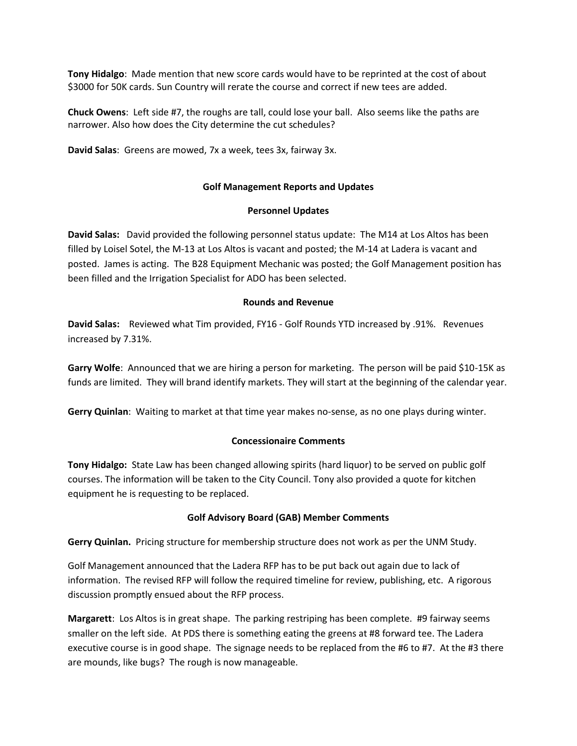**Tony Hidalgo**: Made mention that new score cards would have to be reprinted at the cost of about $3000 for 50K cards. Sun Country will rerate the course and correct if new tees are added.

**Chuck Owens**: Left side #7, the roughs are tall, could lose your ball. Also seems like the paths are narrower. Also how does the City determine the cut schedules?

**David Salas**: Greens are mowed, 7x a week, tees 3x, fairway 3x.

## Golf Management Reports and Updates

### Personnel Updates

**David Salas:** David provided the following personnel status update: The M14 at Los Altos has been filled by Loisel Sotel, the M-13 at Los Altos is vacant and posted; the M-14 at Ladera is vacant and posted. James is acting. The B28 Equipment Mechanic was posted; the Golf Management position has been filled and the Irrigation Specialist for ADO has been selected.

### Rounds and Revenue

**David Salas:** Reviewed what Tim provided, FY16 - Golf Rounds YTD increased by .91%. Revenues increased by 7.31%.

**Garry Wolfe**: Announced that we are hiring a person for marketing. The person will be paid $10-15K as funds are limited. They will brand identify markets. They will start at the beginning of the calendar year.

**Gerry Quinlan**: Waiting to market at that time year makes no-sense, as no one plays during winter.

### Concessionaire Comments

**Tony Hidalgo:** State Law has been changed allowing spirits (hard liquor) to be served on public golf courses. The information will be taken to the City Council. Tony also provided a quote for kitchen equipment he is requesting to be replaced.

### Golf Advisory Board (GAB) Member Comments

**Gerry Quinlan.** Pricing structure for membership structure does not work as per the UNM Study.

Golf Management announced that the Ladera RFP has to be put back out again due to lack of information. The revised RFP will follow the required timeline for review, publishing, etc. A rigorous discussion promptly ensued about the RFP process.

**Margarett**: Los Altos is in great shape. The parking restriping has been complete. #9 fairway seems smaller on the left side. At PDS there is something eating the greens at #8 forward tee. The Ladera executive course is in good shape. The signage needs to be replaced from the #6 to #7. At the #3 there are mounds, like bugs? The rough is now manageable.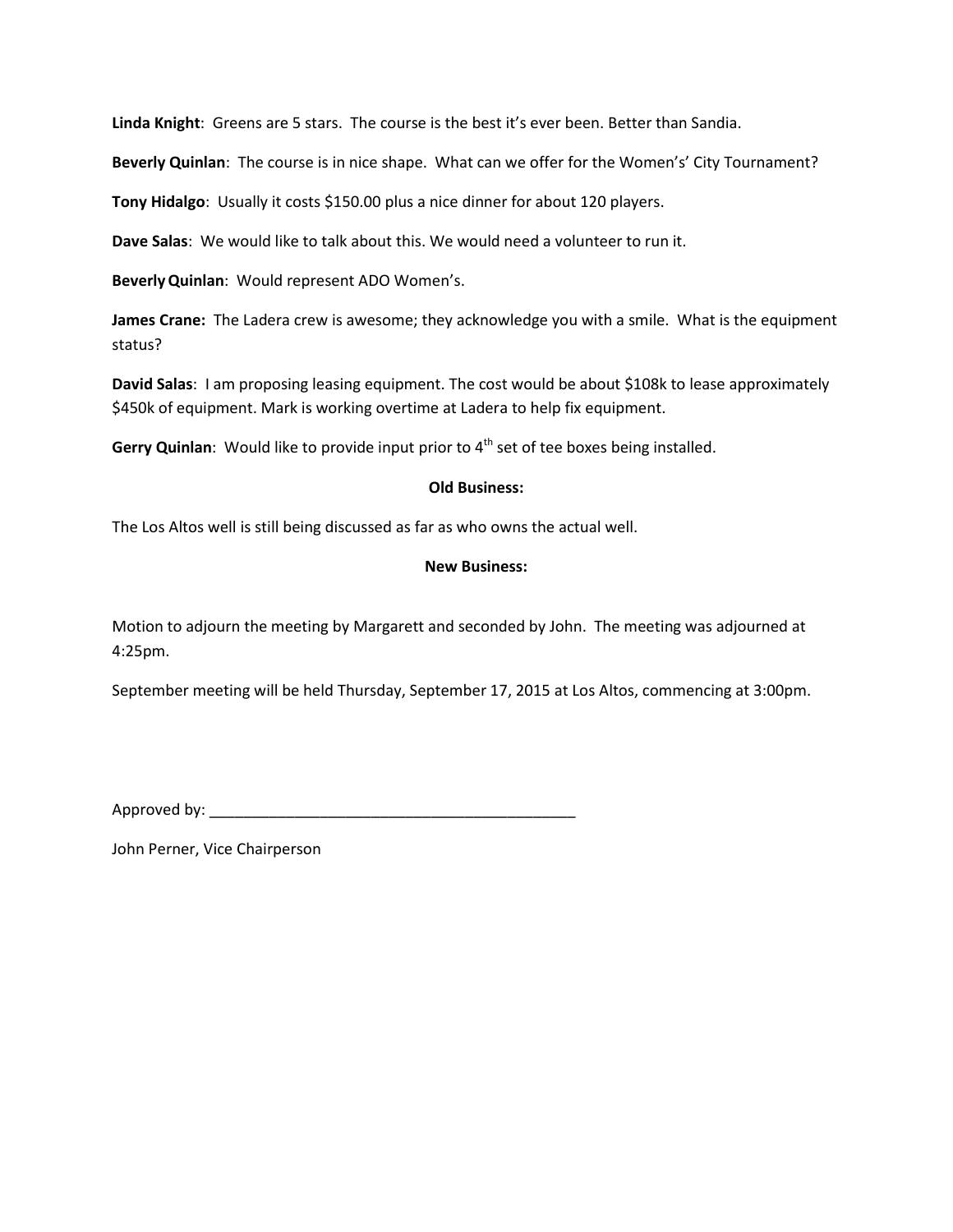**Linda Knight**: Greens are 5 stars. The course is the best it's ever been. Better than Sandia.

**Beverly Quinlan**: The course is in nice shape. What can we offer for the Womens' City Tournament?

**Tony Hidalgo**: Usually it costs $150.00 plus a nice dinner for about 120 players.

**Dave Salas**: We would like to talk about this. We would need a volunteer to run it.

**Beverly Quinlan**: Would represent ADO Women's.

**James Crane:** The Ladera crew is awesome; they acknowledge you with a smile. What is the equipment status?

**David Salas**: I am proposing leasing equipment. The cost would be about $108k to lease approximately $450k of equipment. Mark is working overtime at Ladera to help fix equipment.

**Gerry Quinlan**: Would like to provide input prior to 4th set of tee boxes being installed.

**Old Business:**

The Los Altos well is still being discussed as far as who owns the actual well.

**New Business:**

Motion to adjourn the meeting by Margarett and seconded by John. The meeting was adjourned at 4:25pm.

September meeting will be held Thursday, September 17, 2015 at Los Altos, commencing at 3:00pm.

Approved by: ____________________________________________

John Perner, Vice Chairperson